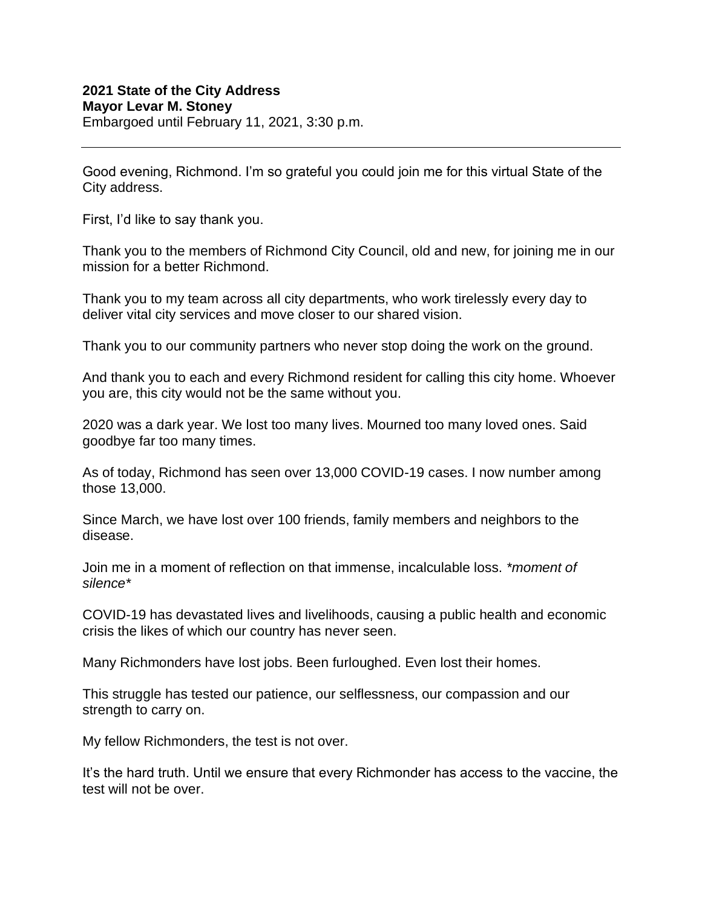**2021 State of the City Address**
**Mayor Levar M. Stoney**
Embargoed until February 11, 2021, 3:30 p.m.

---

Good evening, Richmond. I'm so grateful you could join me for this virtual State of the City address.

First, I'd like to say thank you.

Thank you to the members of Richmond City Council, old and new, for joining me in our mission for a better Richmond.

Thank you to my team across all city departments, who work tirelessly every day to deliver vital city services and move closer to our shared vision.

Thank you to our community partners who never stop doing the work on the ground.

And thank you to each and every Richmond resident for calling this city home. Whoever you are, this city would not be the same without you.

2020 was a dark year. We lost too many lives. Mourned too many loved ones. Said goodbye far too many times.

As of today, Richmond has seen over 13,000 COVID-19 cases. I now number among those 13,000.

Since March, we have lost over 100 friends, family members and neighbors to the disease.

Join me in a moment of reflection on that immense, incalculable loss. *\*moment of silence\**

COVID-19 has devastated lives and livelihoods, causing a public health and economic crisis the likes of which our country has never seen.

Many Richmonders have lost jobs. Been furloughed. Even lost their homes.

This struggle has tested our patience, our selflessness, our compassion and our strength to carry on.

My fellow Richmonders, the test is not over.

It's the hard truth. Until we ensure that every Richmonder has access to the vaccine, the test will not be over.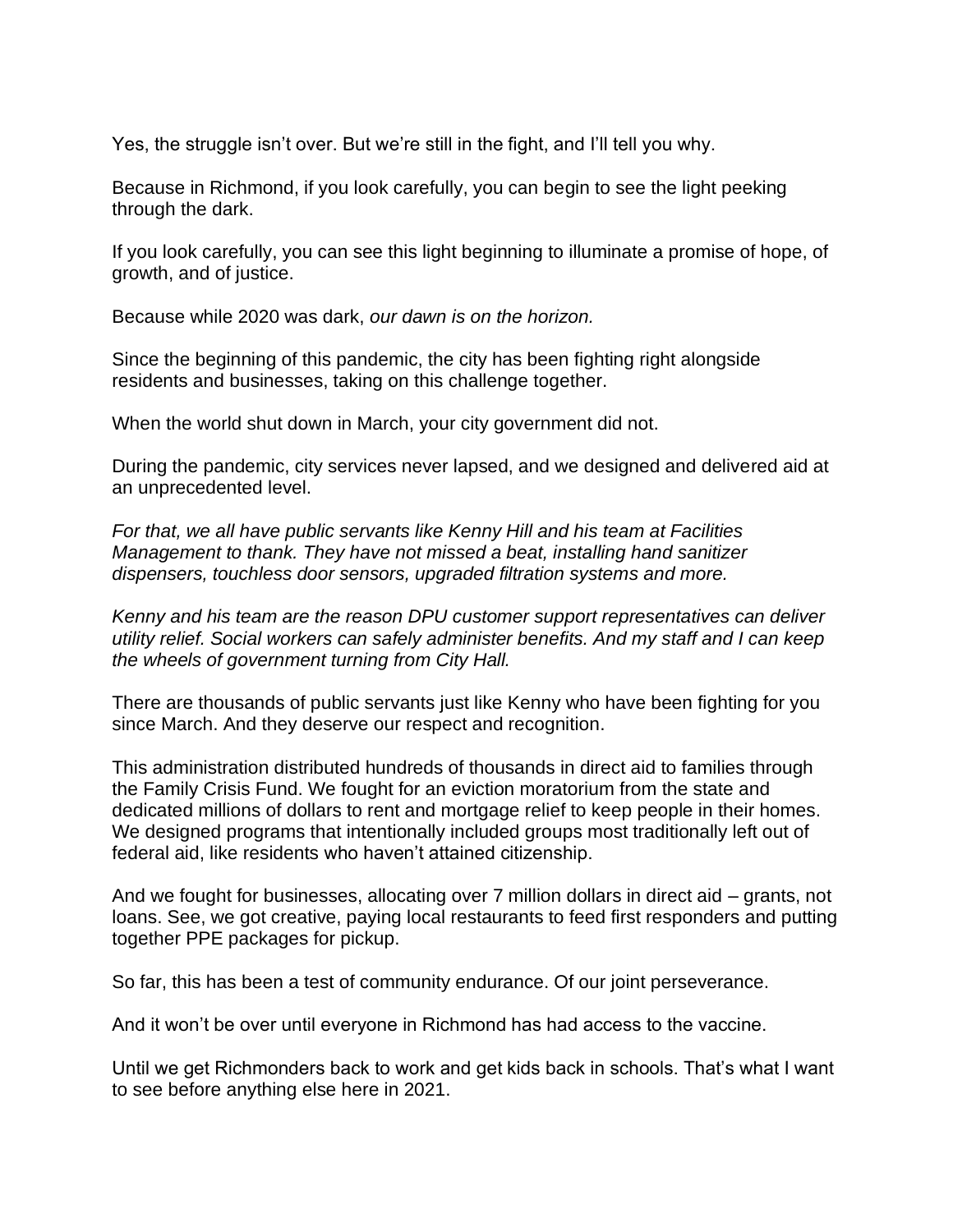Yes, the struggle isn't over. But we're still in the fight, and I'll tell you why.

Because in Richmond, if you look carefully, you can begin to see the light peeking through the dark.

If you look carefully, you can see this light beginning to illuminate a promise of hope, of growth, and of justice.

Because while 2020 was dark, *our dawn is on the horizon.*

Since the beginning of this pandemic, the city has been fighting right alongside residents and businesses, taking on this challenge together.

When the world shut down in March, your city government did not.

During the pandemic, city services never lapsed, and we designed and delivered aid at an unprecedented level.

*For that, we all have public servants like Kenny Hill and his team at Facilities Management to thank. They have not missed a beat, installing hand sanitizer dispensers, touchless door sensors, upgraded filtration systems and more.*

*Kenny and his team are the reason DPU customer support representatives can deliver utility relief. Social workers can safely administer benefits. And my staff and I can keep the wheels of government turning from City Hall.*

There are thousands of public servants just like Kenny who have been fighting for you since March. And they deserve our respect and recognition.

This administration distributed hundreds of thousands in direct aid to families through the Family Crisis Fund. We fought for an eviction moratorium from the state and dedicated millions of dollars to rent and mortgage relief to keep people in their homes. We designed programs that intentionally included groups most traditionally left out of federal aid, like residents who haven't attained citizenship.

And we fought for businesses, allocating over 7 million dollars in direct aid – grants, not loans. See, we got creative, paying local restaurants to feed first responders and putting together PPE packages for pickup.

So far, this has been a test of community endurance. Of our joint perseverance.

And it won't be over until everyone in Richmond has had access to the vaccine.

Until we get Richmonders back to work and get kids back in schools. That's what I want to see before anything else here in 2021.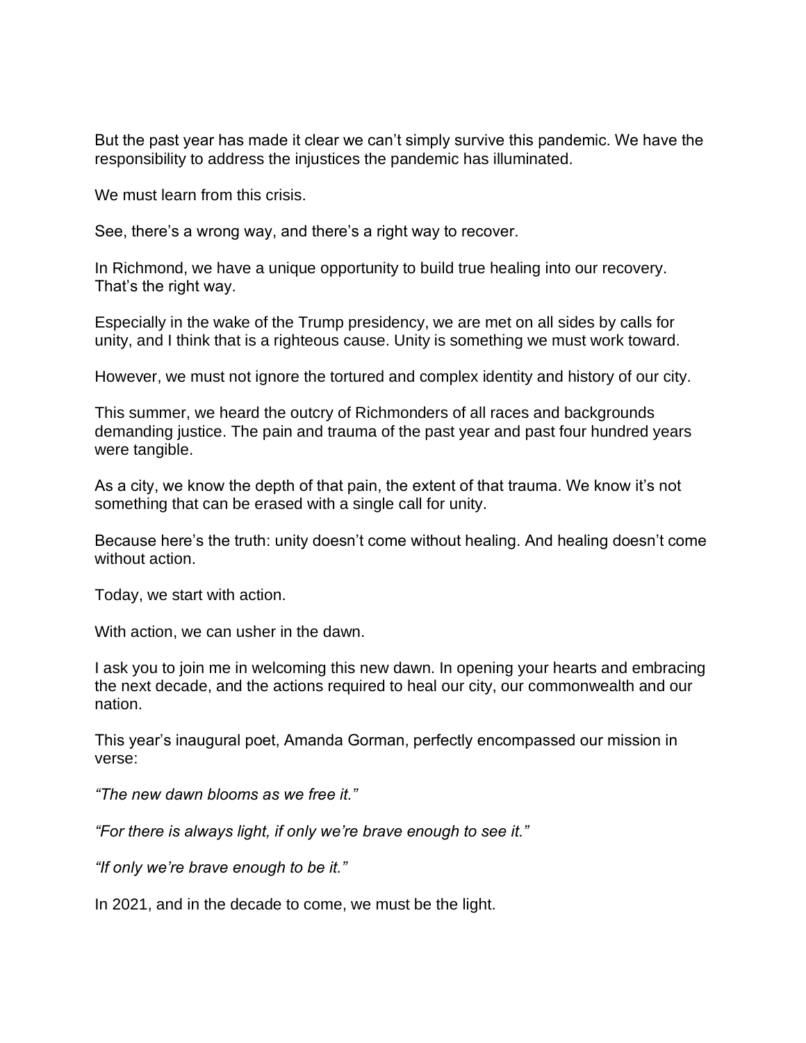But the past year has made it clear we can't simply survive this pandemic. We have the responsibility to address the injustices the pandemic has illuminated.

We must learn from this crisis.

See, there's a wrong way, and there's a right way to recover.

In Richmond, we have a unique opportunity to build true healing into our recovery. That's the right way.

Especially in the wake of the Trump presidency, we are met on all sides by calls for unity, and I think that is a righteous cause. Unity is something we must work toward.

However, we must not ignore the tortured and complex identity and history of our city.

This summer, we heard the outcry of Richmonders of all races and backgrounds demanding justice. The pain and trauma of the past year and past four hundred years were tangible.

As a city, we know the depth of that pain, the extent of that trauma. We know it's not something that can be erased with a single call for unity.

Because here's the truth: unity doesn't come without healing. And healing doesn't come without action.

Today, we start with action.

With action, we can usher in the dawn.

I ask you to join me in welcoming this new dawn. In opening your hearts and embracing the next decade, and the actions required to heal our city, our commonwealth and our nation.

This year's inaugural poet, Amanda Gorman, perfectly encompassed our mission in verse:

*"The new dawn blooms as we free it."*

*"For there is always light, if only we're brave enough to see it."*

*"If only we're brave enough to be it."*

In 2021, and in the decade to come, we must be the light.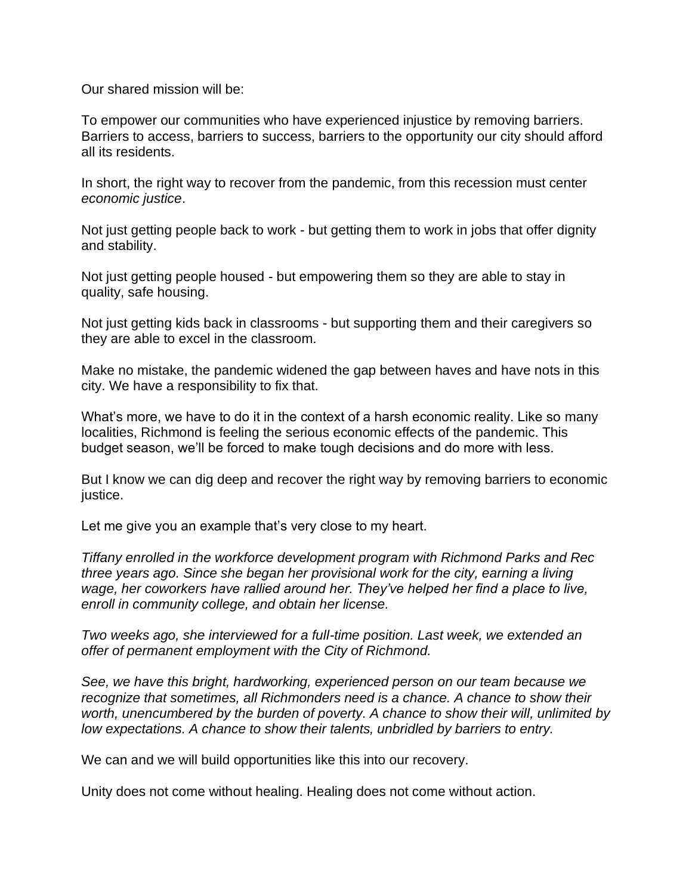Our shared mission will be:

To empower our communities who have experienced injustice by removing barriers. Barriers to access, barriers to success, barriers to the opportunity our city should afford all its residents.

In short, the right way to recover from the pandemic, from this recession must center *economic justice*.

Not just getting people back to work - but getting them to work in jobs that offer dignity and stability.

Not just getting people housed - but empowering them so they are able to stay in quality, safe housing.

Not just getting kids back in classrooms - but supporting them and their caregivers so they are able to excel in the classroom.

Make no mistake, the pandemic widened the gap between haves and have nots in this city. We have a responsibility to fix that.

What's more, we have to do it in the context of a harsh economic reality. Like so many localities, Richmond is feeling the serious economic effects of the pandemic. This budget season, we'll be forced to make tough decisions and do more with less.

But I know we can dig deep and recover the right way by removing barriers to economic justice.

Let me give you an example that's very close to my heart.

*Tiffany enrolled in the workforce development program with Richmond Parks and Rec three years ago. Since she began her provisional work for the city, earning a living wage, her coworkers have rallied around her. They've helped her find a place to live, enroll in community college, and obtain her license.*

*Two weeks ago, she interviewed for a full-time position. Last week, we extended an offer of permanent employment with the City of Richmond.*

*See, we have this bright, hardworking, experienced person on our team because we recognize that sometimes, all Richmonders need is a chance. A chance to show their worth, unencumbered by the burden of poverty. A chance to show their will, unlimited by low expectations. A chance to show their talents, unbridled by barriers to entry.*

We can and we will build opportunities like this into our recovery.

Unity does not come without healing. Healing does not come without action.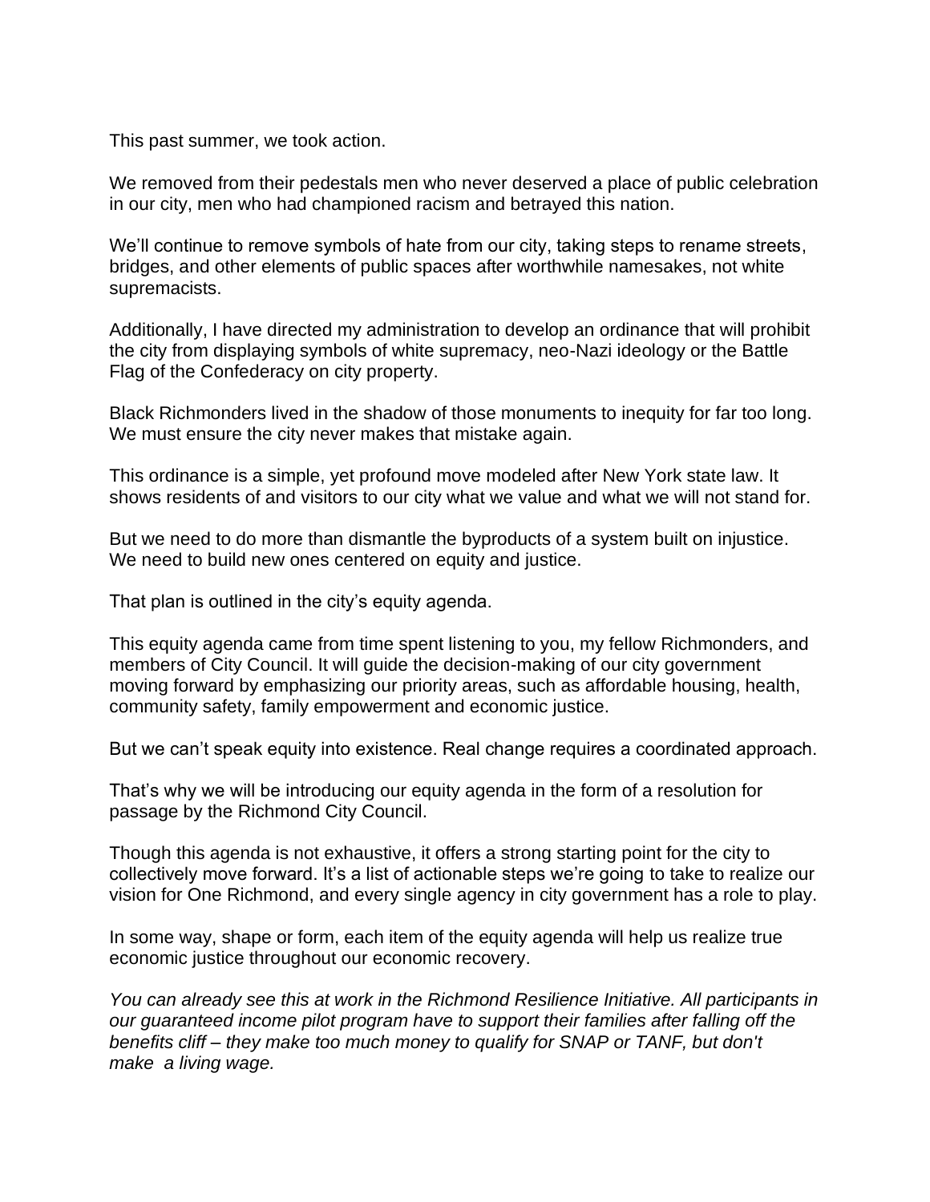This past summer, we took action.

We removed from their pedestals men who never deserved a place of public celebration in our city, men who had championed racism and betrayed this nation.

We'll continue to remove symbols of hate from our city, taking steps to rename streets, bridges, and other elements of public spaces after worthwhile namesakes, not white supremacists.

Additionally, I have directed my administration to develop an ordinance that will prohibit the city from displaying symbols of white supremacy, neo-Nazi ideology or the Battle Flag of the Confederacy on city property.

Black Richmonders lived in the shadow of those monuments to inequity for far too long. We must ensure the city never makes that mistake again.

This ordinance is a simple, yet profound move modeled after New York state law. It shows residents of and visitors to our city what we value and what we will not stand for.

But we need to do more than dismantle the byproducts of a system built on injustice. We need to build new ones centered on equity and justice.

That plan is outlined in the city's equity agenda.

This equity agenda came from time spent listening to you, my fellow Richmonders, and members of City Council. It will guide the decision-making of our city government moving forward by emphasizing our priority areas, such as affordable housing, health, community safety, family empowerment and economic justice.

But we can't speak equity into existence. Real change requires a coordinated approach.

That's why we will be introducing our equity agenda in the form of a resolution for passage by the Richmond City Council.

Though this agenda is not exhaustive, it offers a strong starting point for the city to collectively move forward. It's a list of actionable steps we're going to take to realize our vision for One Richmond, and every single agency in city government has a role to play.

In some way, shape or form, each item of the equity agenda will help us realize true economic justice throughout our economic recovery.

*You can already see this at work in the Richmond Resilience Initiative. All participants in our guaranteed income pilot program have to support their families after falling off the benefits cliff – they make too much money to qualify for SNAP or TANF, but don't make a living wage.*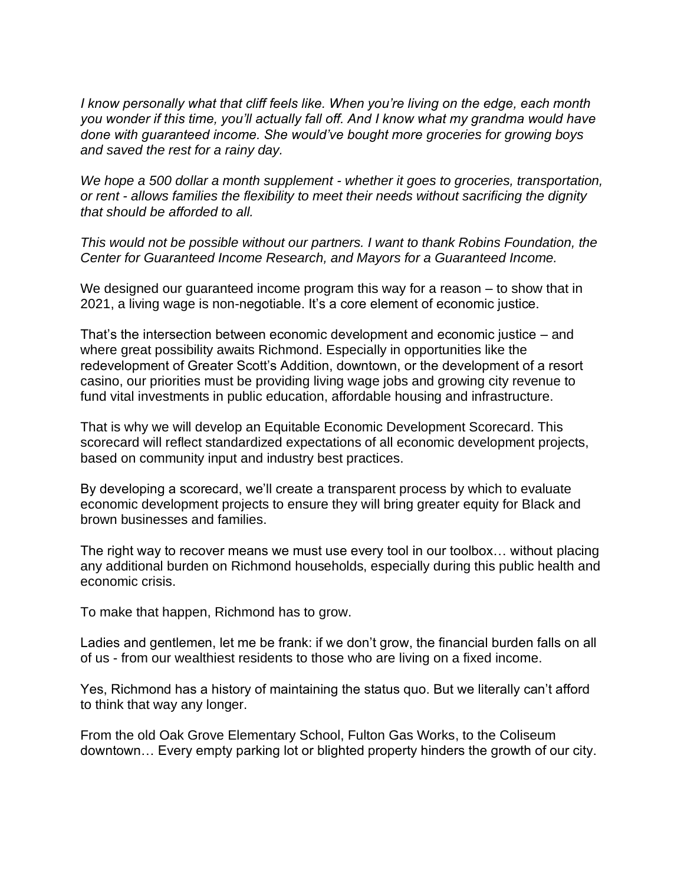*I know personally what that cliff feels like. When you're living on the edge, each month you wonder if this time, you'll actually fall off. And I know what my grandma would have done with guaranteed income. She would've bought more groceries for growing boys and saved the rest for a rainy day.*

*We hope a 500 dollar a month supplement - whether it goes to groceries, transportation, or rent - allows families the flexibility to meet their needs without sacrificing the dignity that should be afforded to all.*

*This would not be possible without our partners. I want to thank Robins Foundation, the Center for Guaranteed Income Research, and Mayors for a Guaranteed Income.*

We designed our guaranteed income program this way for a reason – to show that in 2021, a living wage is non-negotiable. It's a core element of economic justice.

That's the intersection between economic development and economic justice – and where great possibility awaits Richmond. Especially in opportunities like the redevelopment of Greater Scott's Addition, downtown, or the development of a resort casino, our priorities must be providing living wage jobs and growing city revenue to fund vital investments in public education, affordable housing and infrastructure.

That is why we will develop an Equitable Economic Development Scorecard. This scorecard will reflect standardized expectations of all economic development projects, based on community input and industry best practices.

By developing a scorecard, we'll create a transparent process by which to evaluate economic development projects to ensure they will bring greater equity for Black and brown businesses and families.

The right way to recover means we must use every tool in our toolbox… without placing any additional burden on Richmond households, especially during this public health and economic crisis.

To make that happen, Richmond has to grow.

Ladies and gentlemen, let me be frank: if we don't grow, the financial burden falls on all of us - from our wealthiest residents to those who are living on a fixed income.

Yes, Richmond has a history of maintaining the status quo. But we literally can't afford to think that way any longer.

From the old Oak Grove Elementary School, Fulton Gas Works, to the Coliseum downtown… Every empty parking lot or blighted property hinders the growth of our city.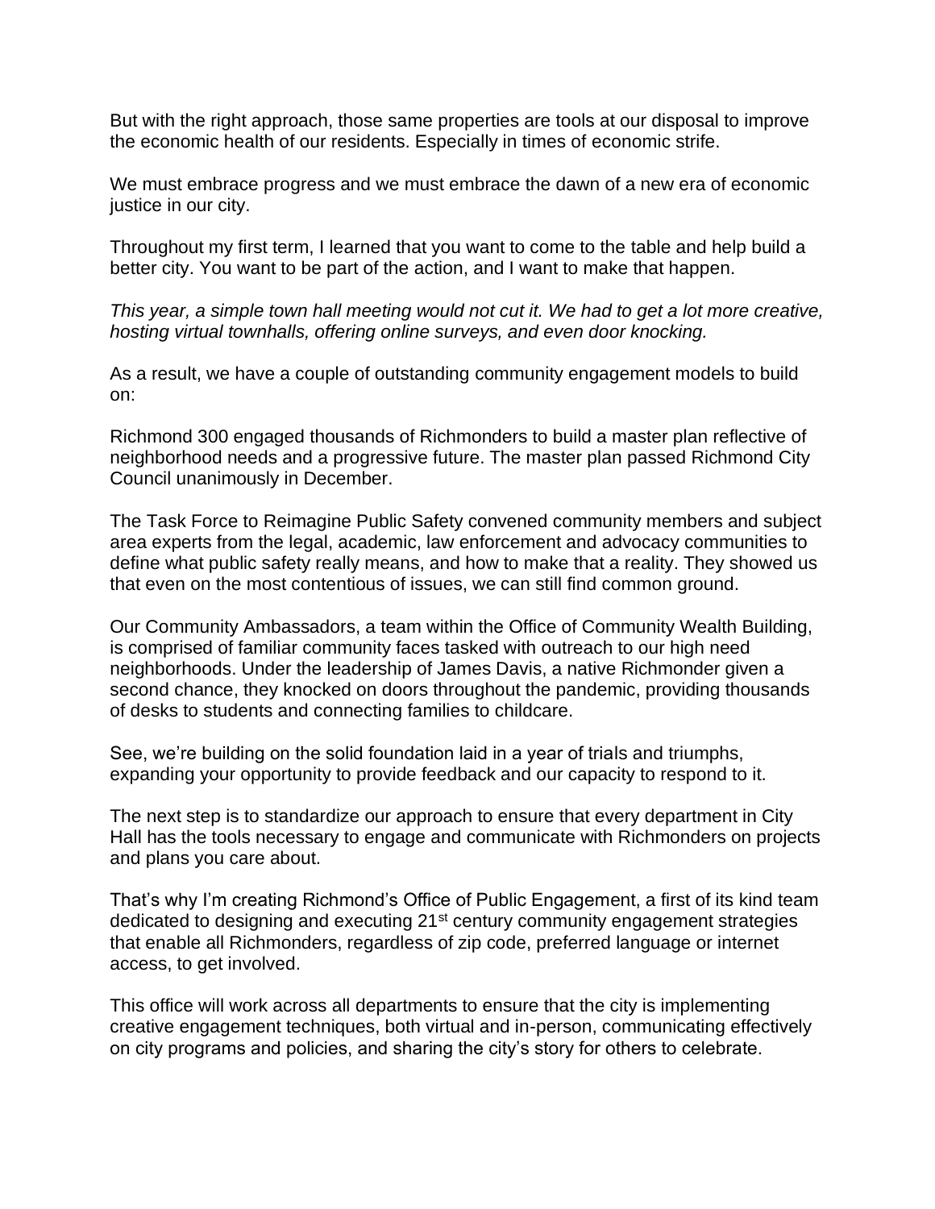But with the right approach, those same properties are tools at our disposal to improve the economic health of our residents. Especially in times of economic strife.

We must embrace progress and we must embrace the dawn of a new era of economic justice in our city.

Throughout my first term, I learned that you want to come to the table and help build a better city. You want to be part of the action, and I want to make that happen.

*This year, a simple town hall meeting would not cut it. We had to get a lot more creative, hosting virtual townhalls, offering online surveys, and even door knocking.*

As a result, we have a couple of outstanding community engagement models to build on:

Richmond 300 engaged thousands of Richmonders to build a master plan reflective of neighborhood needs and a progressive future. The master plan passed Richmond City Council unanimously in December.

The Task Force to Reimagine Public Safety convened community members and subject area experts from the legal, academic, law enforcement and advocacy communities to define what public safety really means, and how to make that a reality. They showed us that even on the most contentious of issues, we can still find common ground.

Our Community Ambassadors, a team within the Office of Community Wealth Building, is comprised of familiar community faces tasked with outreach to our high need neighborhoods. Under the leadership of James Davis, a native Richmonder given a second chance, they knocked on doors throughout the pandemic, providing thousands of desks to students and connecting families to childcare.

See, we're building on the solid foundation laid in a year of trials and triumphs, expanding your opportunity to provide feedback and our capacity to respond to it.

The next step is to standardize our approach to ensure that every department in City Hall has the tools necessary to engage and communicate with Richmonders on projects and plans you care about.

That's why I'm creating Richmond's Office of Public Engagement, a first of its kind team dedicated to designing and executing 21st century community engagement strategies that enable all Richmonders, regardless of zip code, preferred language or internet access, to get involved.

This office will work across all departments to ensure that the city is implementing creative engagement techniques, both virtual and in-person, communicating effectively on city programs and policies, and sharing the city's story for others to celebrate.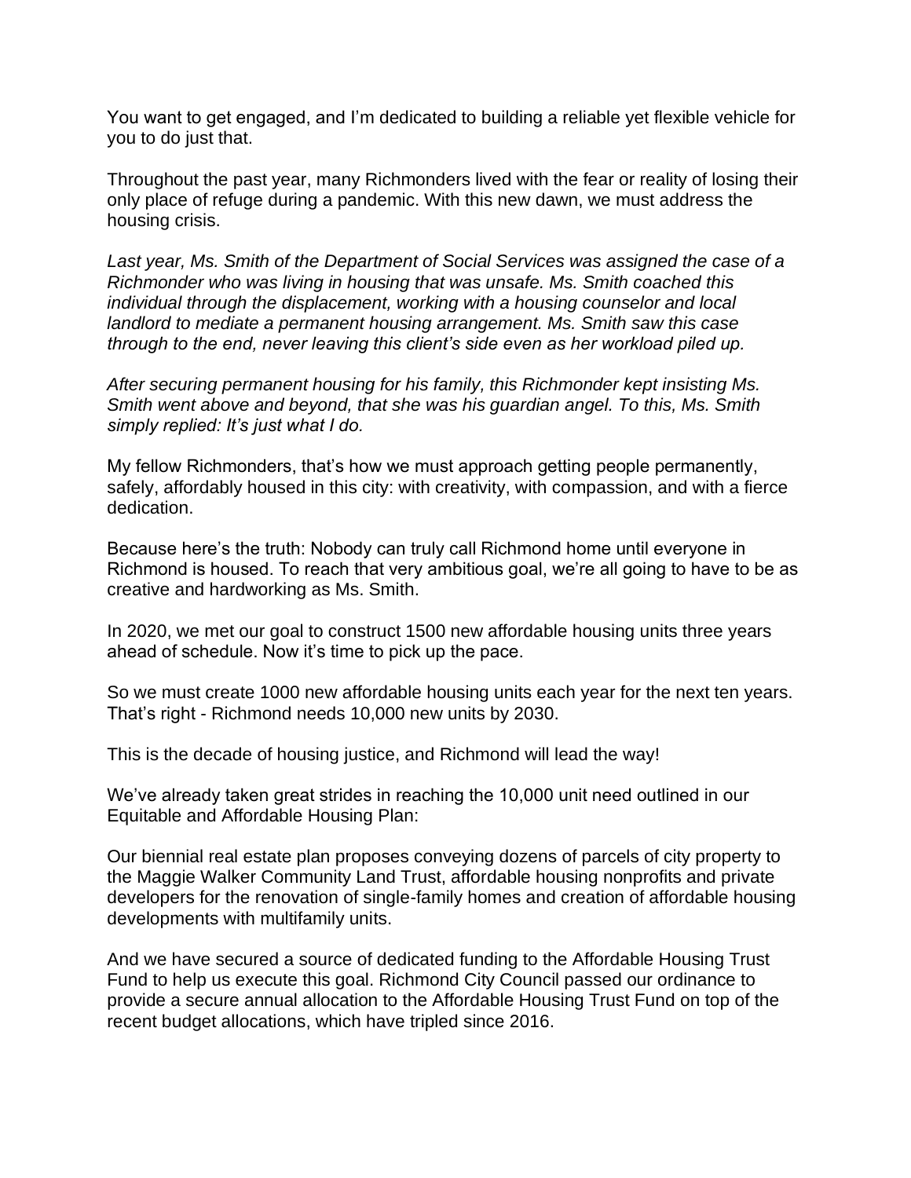You want to get engaged, and I'm dedicated to building a reliable yet flexible vehicle for you to do just that.

Throughout the past year, many Richmonders lived with the fear or reality of losing their only place of refuge during a pandemic. With this new dawn, we must address the housing crisis.

*Last year, Ms. Smith of the Department of Social Services was assigned the case of a Richmonder who was living in housing that was unsafe. Ms. Smith coached this individual through the displacement, working with a housing counselor and local landlord to mediate a permanent housing arrangement. Ms. Smith saw this case through to the end, never leaving this client's side even as her workload piled up.*

*After securing permanent housing for his family, this Richmonder kept insisting Ms. Smith went above and beyond, that she was his guardian angel. To this, Ms. Smith simply replied: It's just what I do.*

My fellow Richmonders, that's how we must approach getting people permanently, safely, affordably housed in this city: with creativity, with compassion, and with a fierce dedication.

Because here's the truth: Nobody can truly call Richmond home until everyone in Richmond is housed. To reach that very ambitious goal, we're all going to have to be as creative and hardworking as Ms. Smith.

In 2020, we met our goal to construct 1500 new affordable housing units three years ahead of schedule. Now it's time to pick up the pace.

So we must create 1000 new affordable housing units each year for the next ten years. That's right - Richmond needs 10,000 new units by 2030.

This is the decade of housing justice, and Richmond will lead the way!

We've already taken great strides in reaching the 10,000 unit need outlined in our Equitable and Affordable Housing Plan:

Our biennial real estate plan proposes conveying dozens of parcels of city property to the Maggie Walker Community Land Trust, affordable housing nonprofits and private developers for the renovation of single-family homes and creation of affordable housing developments with multifamily units.

And we have secured a source of dedicated funding to the Affordable Housing Trust Fund to help us execute this goal. Richmond City Council passed our ordinance to provide a secure annual allocation to the Affordable Housing Trust Fund on top of the recent budget allocations, which have tripled since 2016.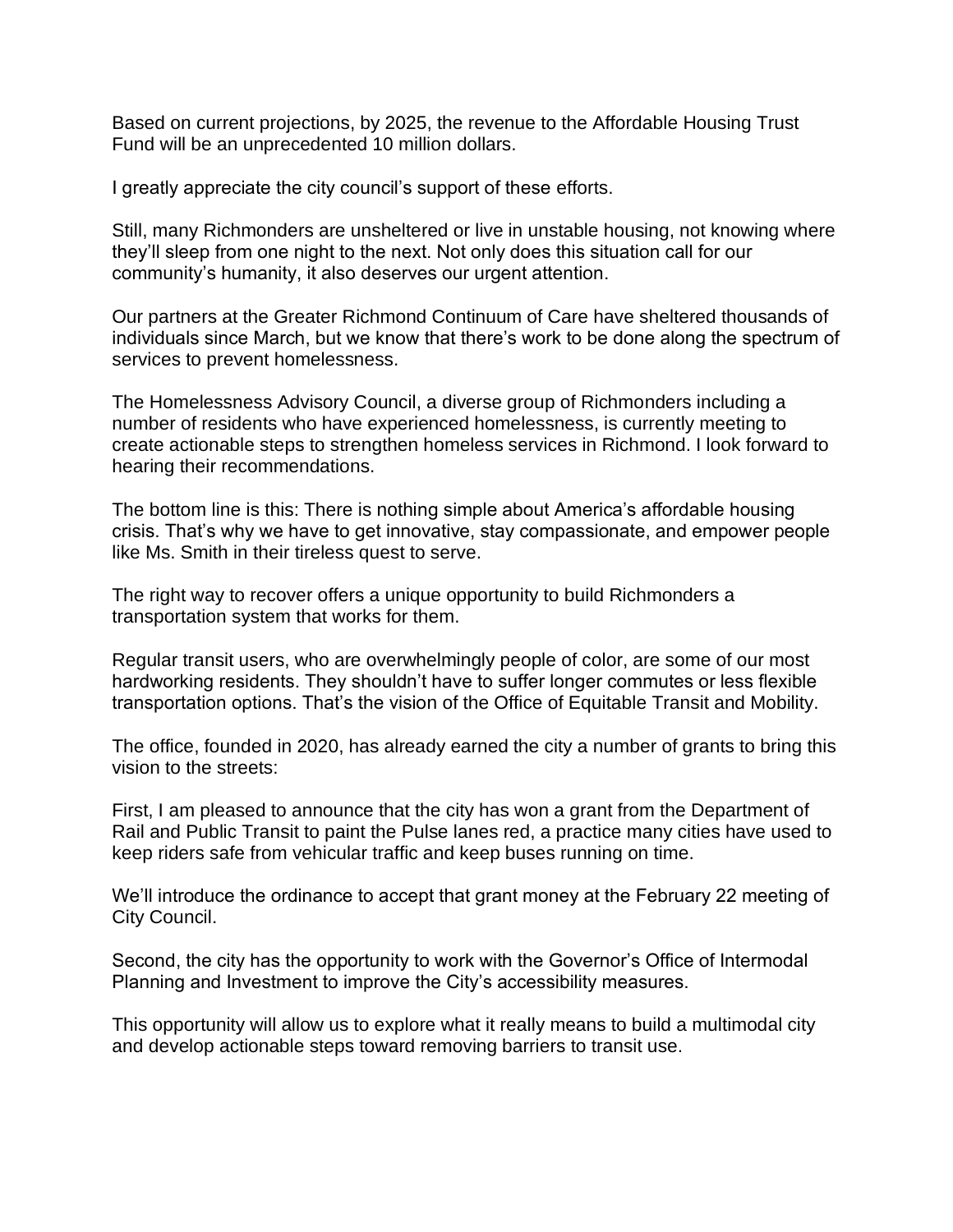Based on current projections, by 2025, the revenue to the Affordable Housing Trust Fund will be an unprecedented 10 million dollars.

I greatly appreciate the city council's support of these efforts.

Still, many Richmonders are unsheltered or live in unstable housing, not knowing where they'll sleep from one night to the next. Not only does this situation call for our community's humanity, it also deserves our urgent attention.

Our partners at the Greater Richmond Continuum of Care have sheltered thousands of individuals since March, but we know that there's work to be done along the spectrum of services to prevent homelessness.

The Homelessness Advisory Council, a diverse group of Richmonders including a number of residents who have experienced homelessness, is currently meeting to create actionable steps to strengthen homeless services in Richmond. I look forward to hearing their recommendations.

The bottom line is this: There is nothing simple about America's affordable housing crisis. That's why we have to get innovative, stay compassionate, and empower people like Ms. Smith in their tireless quest to serve.

The right way to recover offers a unique opportunity to build Richmonders a transportation system that works for them.

Regular transit users, who are overwhelmingly people of color, are some of our most hardworking residents. They shouldn't have to suffer longer commutes or less flexible transportation options. That's the vision of the Office of Equitable Transit and Mobility.

The office, founded in 2020, has already earned the city a number of grants to bring this vision to the streets:

First, I am pleased to announce that the city has won a grant from the Department of Rail and Public Transit to paint the Pulse lanes red, a practice many cities have used to keep riders safe from vehicular traffic and keep buses running on time.

We'll introduce the ordinance to accept that grant money at the February 22 meeting of City Council.

Second, the city has the opportunity to work with the Governor's Office of Intermodal Planning and Investment to improve the City's accessibility measures.

This opportunity will allow us to explore what it really means to build a multimodal city and develop actionable steps toward removing barriers to transit use.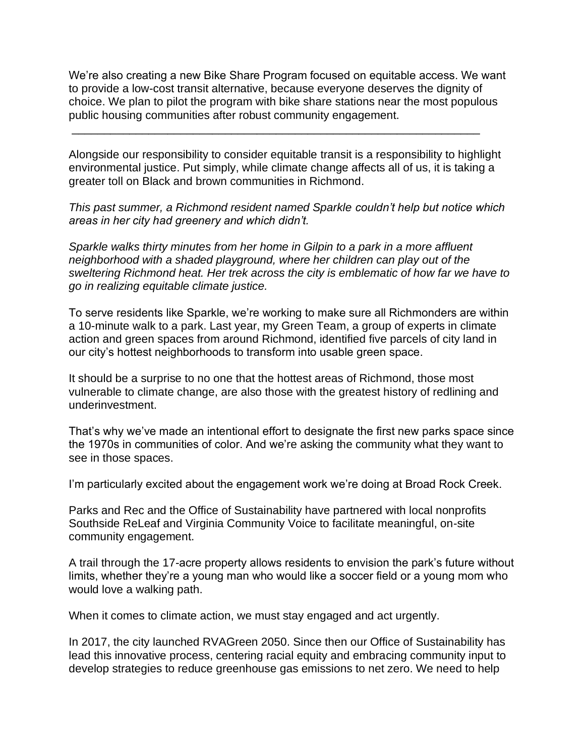We're also creating a new Bike Share Program focused on equitable access. We want to provide a low-cost transit alternative, because everyone deserves the dignity of choice. We plan to pilot the program with bike share stations near the most populous public housing communities after robust community engagement.

---

Alongside our responsibility to consider equitable transit is a responsibility to highlight environmental justice. Put simply, while climate change affects all of us, it is taking a greater toll on Black and brown communities in Richmond.

*This past summer, a Richmond resident named Sparkle couldn't help but notice which areas in her city had greenery and which didn't.*

*Sparkle walks thirty minutes from her home in Gilpin to a park in a more affluent neighborhood with a shaded playground, where her children can play out of the sweltering Richmond heat. Her trek across the city is emblematic of how far we have to go in realizing equitable climate justice.*

To serve residents like Sparkle, we're working to make sure all Richmonders are within a 10-minute walk to a park. Last year, my Green Team, a group of experts in climate action and green spaces from around Richmond, identified five parcels of city land in our city's hottest neighborhoods to transform into usable green space.

It should be a surprise to no one that the hottest areas of Richmond, those most vulnerable to climate change, are also those with the greatest history of redlining and underinvestment.

That's why we've made an intentional effort to designate the first new parks space since the 1970s in communities of color. And we're asking the community what they want to see in those spaces.

I'm particularly excited about the engagement work we're doing at Broad Rock Creek.

Parks and Rec and the Office of Sustainability have partnered with local nonprofits Southside ReLeaf and Virginia Community Voice to facilitate meaningful, on-site community engagement.

A trail through the 17-acre property allows residents to envision the park's future without limits, whether they're a young man who would like a soccer field or a young mom who would love a walking path.

When it comes to climate action, we must stay engaged and act urgently.

In 2017, the city launched RVAGreen 2050. Since then our Office of Sustainability has lead this innovative process, centering racial equity and embracing community input to develop strategies to reduce greenhouse gas emissions to net zero. We need to help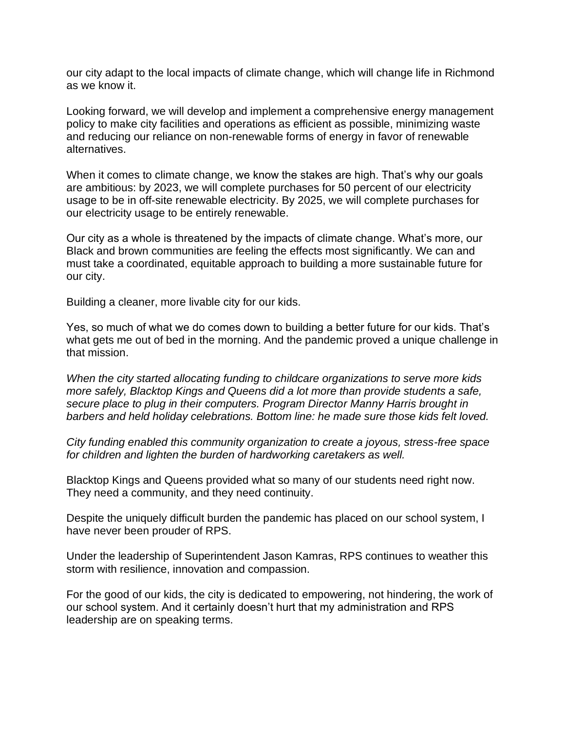our city adapt to the local impacts of climate change, which will change life in Richmond as we know it.

Looking forward, we will develop and implement a comprehensive energy management policy to make city facilities and operations as efficient as possible, minimizing waste and reducing our reliance on non-renewable forms of energy in favor of renewable alternatives.

When it comes to climate change, we know the stakes are high. That's why our goals are ambitious: by 2023, we will complete purchases for 50 percent of our electricity usage to be in off-site renewable electricity. By 2025, we will complete purchases for our electricity usage to be entirely renewable.

Our city as a whole is threatened by the impacts of climate change. What's more, our Black and brown communities are feeling the effects most significantly. We can and must take a coordinated, equitable approach to building a more sustainable future for our city.

Building a cleaner, more livable city for our kids.

Yes, so much of what we do comes down to building a better future for our kids. That's what gets me out of bed in the morning. And the pandemic proved a unique challenge in that mission.

*When the city started allocating funding to childcare organizations to serve more kids more safely, Blacktop Kings and Queens did a lot more than provide students a safe, secure place to plug in their computers. Program Director Manny Harris brought in barbers and held holiday celebrations. Bottom line: he made sure those kids felt loved.*

*City funding enabled this community organization to create a joyous, stress-free space for children and lighten the burden of hardworking caretakers as well.*

Blacktop Kings and Queens provided what so many of our students need right now. They need a community, and they need continuity.

Despite the uniquely difficult burden the pandemic has placed on our school system, I have never been prouder of RPS.

Under the leadership of Superintendent Jason Kamras, RPS continues to weather this storm with resilience, innovation and compassion.

For the good of our kids, the city is dedicated to empowering, not hindering, the work of our school system. And it certainly doesn't hurt that my administration and RPS leadership are on speaking terms.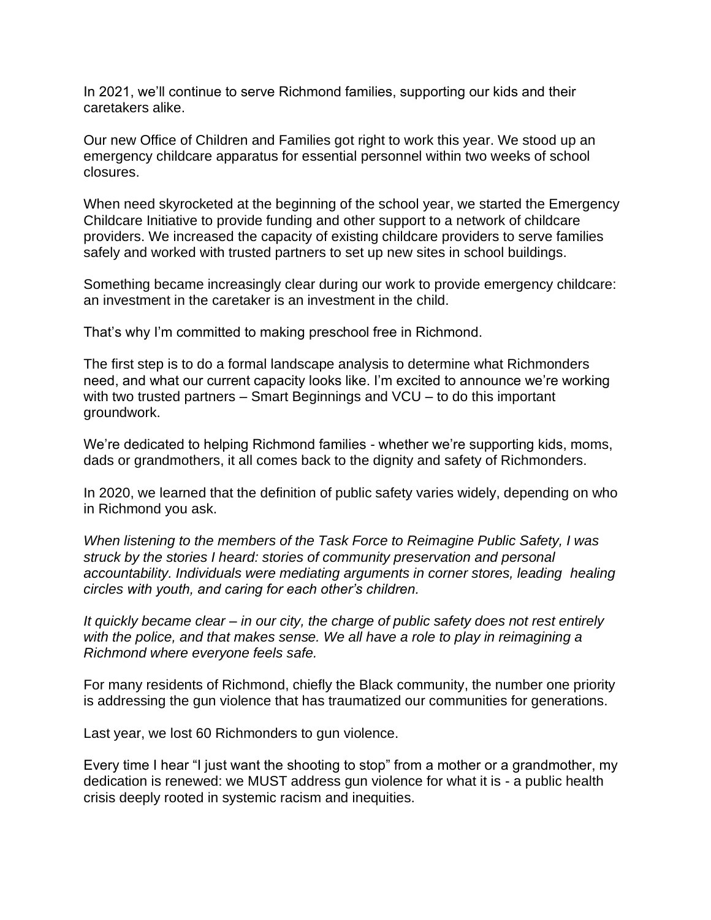In 2021, we'll continue to serve Richmond families, supporting our kids and their caretakers alike.

Our new Office of Children and Families got right to work this year. We stood up an emergency childcare apparatus for essential personnel within two weeks of school closures.

When need skyrocketed at the beginning of the school year, we started the Emergency Childcare Initiative to provide funding and other support to a network of childcare providers. We increased the capacity of existing childcare providers to serve families safely and worked with trusted partners to set up new sites in school buildings.

Something became increasingly clear during our work to provide emergency childcare: an investment in the caretaker is an investment in the child.

That's why I'm committed to making preschool free in Richmond.

The first step is to do a formal landscape analysis to determine what Richmonders need, and what our current capacity looks like. I'm excited to announce we're working with two trusted partners – Smart Beginnings and VCU – to do this important groundwork.

We're dedicated to helping Richmond families - whether we're supporting kids, moms, dads or grandmothers, it all comes back to the dignity and safety of Richmonders.

In 2020, we learned that the definition of public safety varies widely, depending on who in Richmond you ask.

*When listening to the members of the Task Force to Reimagine Public Safety, I was struck by the stories I heard: stories of community preservation and personal accountability. Individuals were mediating arguments in corner stores, leading healing circles with youth, and caring for each other's children.*

*It quickly became clear – in our city, the charge of public safety does not rest entirely with the police, and that makes sense. We all have a role to play in reimagining a Richmond where everyone feels safe.*

For many residents of Richmond, chiefly the Black community, the number one priority is addressing the gun violence that has traumatized our communities for generations.

Last year, we lost 60 Richmonders to gun violence.

Every time I hear "I just want the shooting to stop" from a mother or a grandmother, my dedication is renewed: we MUST address gun violence for what it is - a public health crisis deeply rooted in systemic racism and inequities.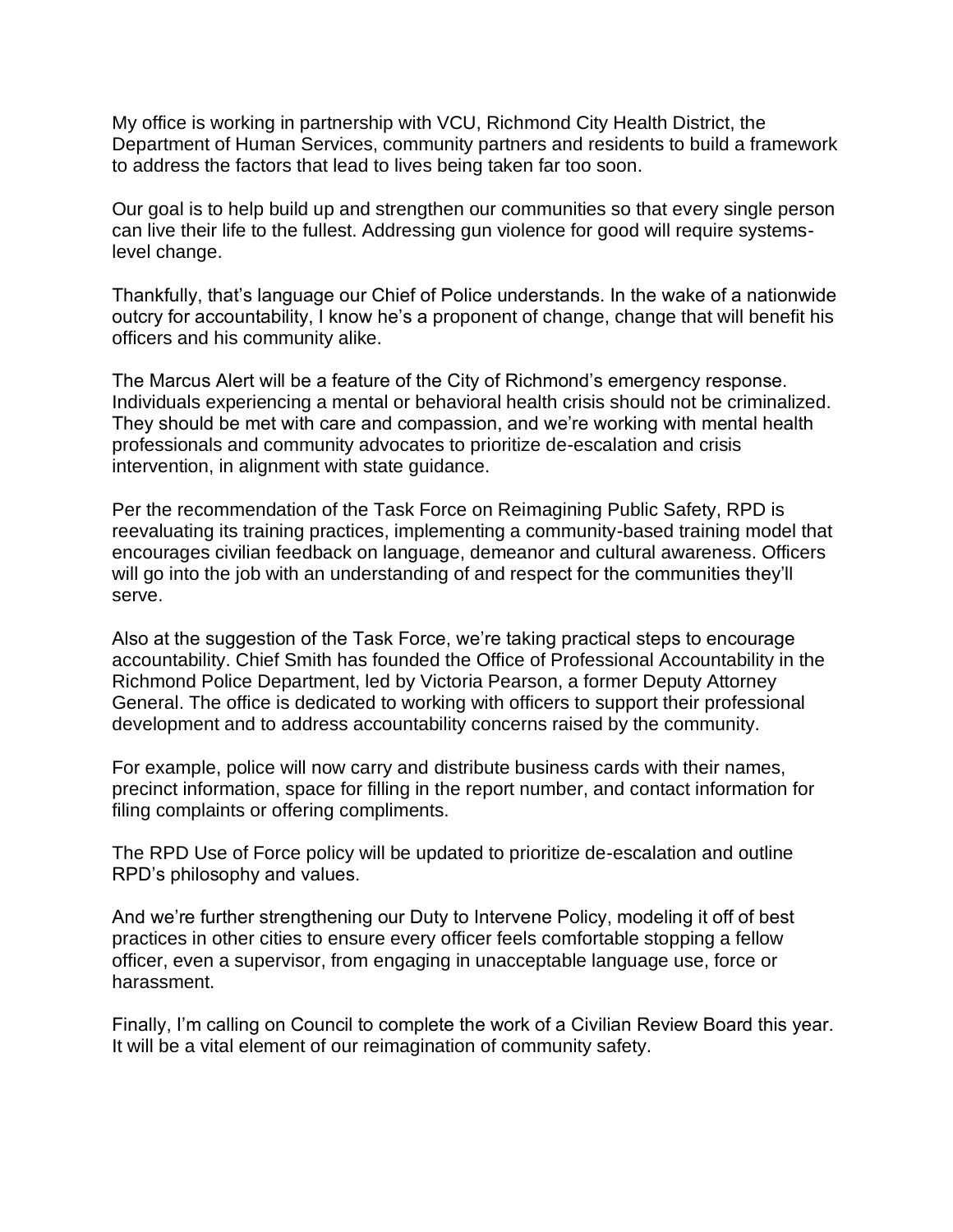My office is working in partnership with VCU, Richmond City Health District, the Department of Human Services, community partners and residents to build a framework to address the factors that lead to lives being taken far too soon.

Our goal is to help build up and strengthen our communities so that every single person can live their life to the fullest. Addressing gun violence for good will require systems-level change.

Thankfully, that's language our Chief of Police understands. In the wake of a nationwide outcry for accountability, I know he's a proponent of change, change that will benefit his officers and his community alike.

The Marcus Alert will be a feature of the City of Richmond's emergency response. Individuals experiencing a mental or behavioral health crisis should not be criminalized. They should be met with care and compassion, and we're working with mental health professionals and community advocates to prioritize de-escalation and crisis intervention, in alignment with state guidance.

Per the recommendation of the Task Force on Reimagining Public Safety, RPD is reevaluating its training practices, implementing a community-based training model that encourages civilian feedback on language, demeanor and cultural awareness. Officers will go into the job with an understanding of and respect for the communities they'll serve.

Also at the suggestion of the Task Force, we're taking practical steps to encourage accountability. Chief Smith has founded the Office of Professional Accountability in the Richmond Police Department, led by Victoria Pearson, a former Deputy Attorney General. The office is dedicated to working with officers to support their professional development and to address accountability concerns raised by the community.

For example, police will now carry and distribute business cards with their names, precinct information, space for filling in the report number, and contact information for filing complaints or offering compliments.

The RPD Use of Force policy will be updated to prioritize de-escalation and outline RPD's philosophy and values.

And we're further strengthening our Duty to Intervene Policy, modeling it off of best practices in other cities to ensure every officer feels comfortable stopping a fellow officer, even a supervisor, from engaging in unacceptable language use, force or harassment.

Finally, I'm calling on Council to complete the work of a Civilian Review Board this year. It will be a vital element of our reimagination of community safety.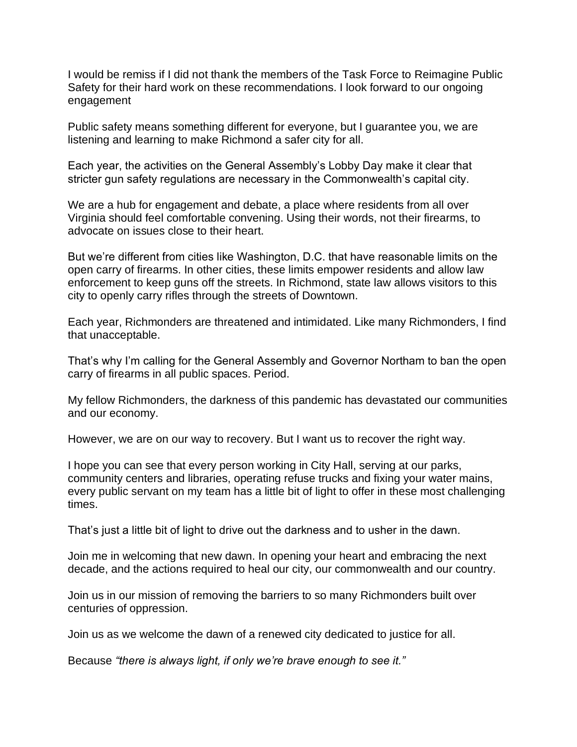I would be remiss if I did not thank the members of the Task Force to Reimagine Public Safety for their hard work on these recommendations. I look forward to our ongoing engagement

Public safety means something different for everyone, but I guarantee you, we are listening and learning to make Richmond a safer city for all.

Each year, the activities on the General Assembly's Lobby Day make it clear that stricter gun safety regulations are necessary in the Commonwealth's capital city.

We are a hub for engagement and debate, a place where residents from all over Virginia should feel comfortable convening. Using their words, not their firearms, to advocate on issues close to their heart.

But we're different from cities like Washington, D.C. that have reasonable limits on the open carry of firearms. In other cities, these limits empower residents and allow law enforcement to keep guns off the streets. In Richmond, state law allows visitors to this city to openly carry rifles through the streets of Downtown.

Each year, Richmonders are threatened and intimidated. Like many Richmonders, I find that unacceptable.

That's why I'm calling for the General Assembly and Governor Northam to ban the open carry of firearms in all public spaces. Period.

My fellow Richmonders, the darkness of this pandemic has devastated our communities and our economy.

However, we are on our way to recovery. But I want us to recover the right way.

I hope you can see that every person working in City Hall, serving at our parks, community centers and libraries, operating refuse trucks and fixing your water mains, every public servant on my team has a little bit of light to offer in these most challenging times.

That's just a little bit of light to drive out the darkness and to usher in the dawn.

Join me in welcoming that new dawn. In opening your heart and embracing the next decade, and the actions required to heal our city, our commonwealth and our country.

Join us in our mission of removing the barriers to so many Richmonders built over centuries of oppression.

Join us as we welcome the dawn of a renewed city dedicated to justice for all.

Because *"there is always light, if only we're brave enough to see it."*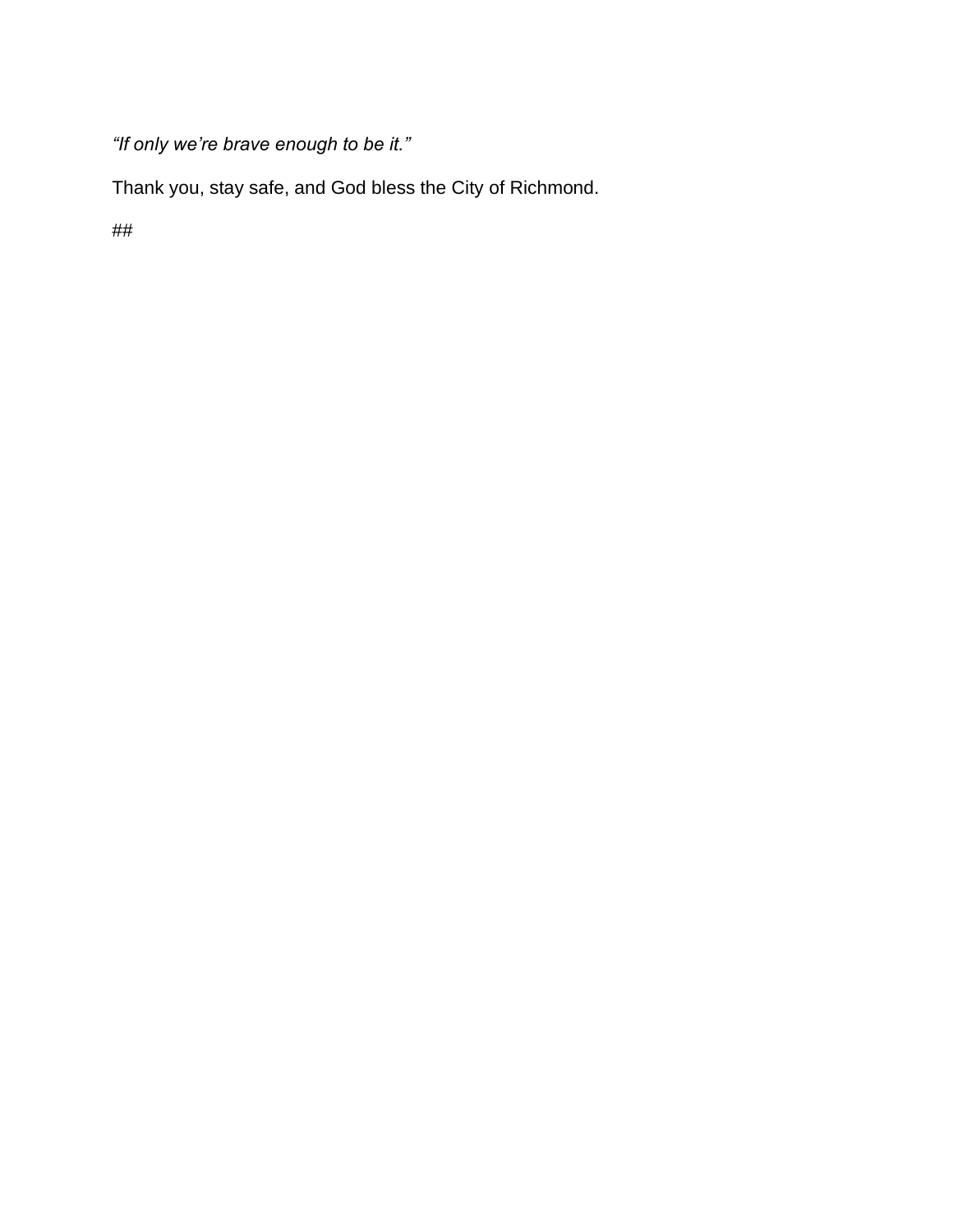*"If only we're brave enough to be it."*

Thank you, stay safe, and God bless the City of Richmond.

##